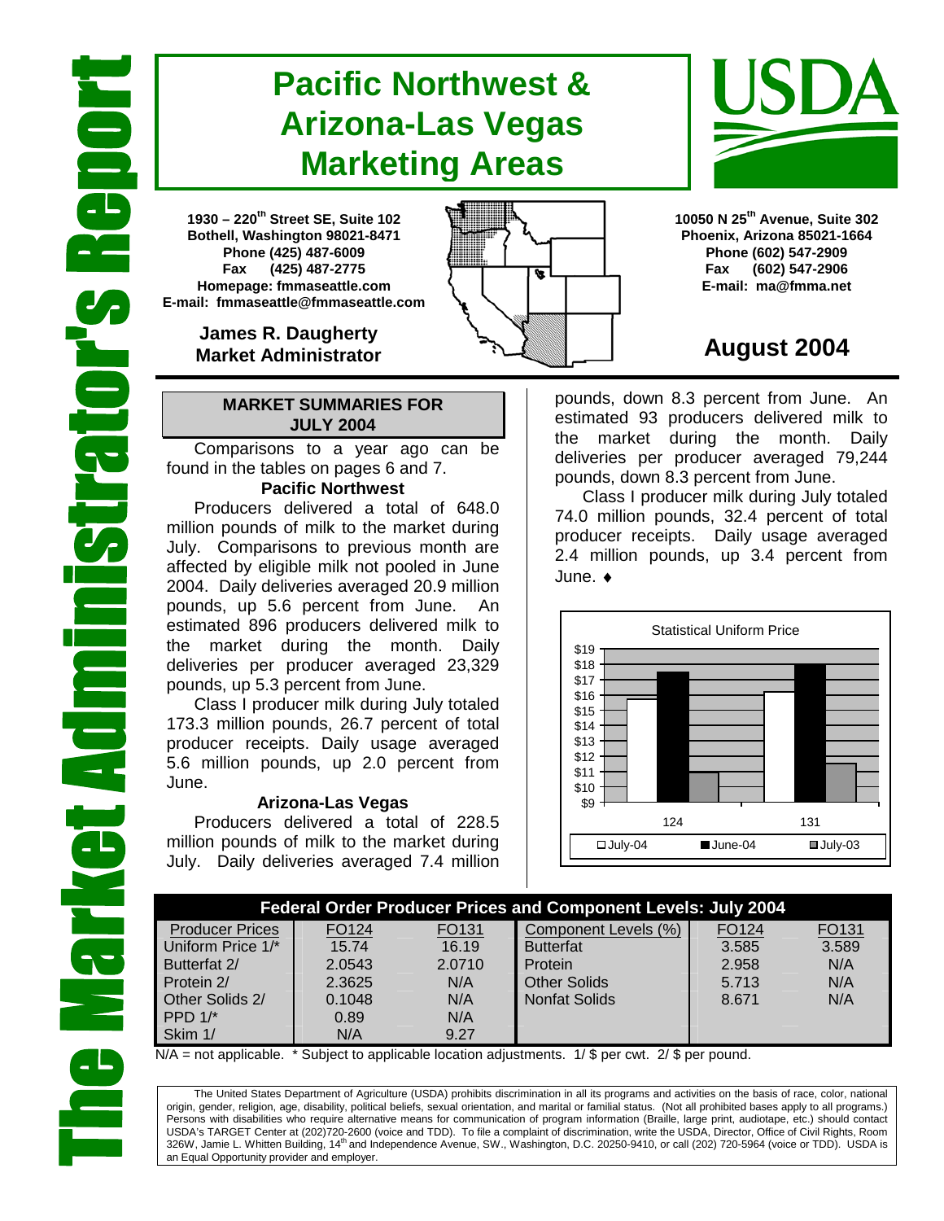# The Market Administrator's Report

# Pacific Northwest & Arizona-Las Vegas Marketing Areas

**1930 – 220th Street SE, Suite 102**
**Bothell, Washington 98021-8471**
**Phone (425) 487-6009**
**Fax (425) 487-2775**
**Homepage: fmmaseattle.com**
**E-mail: fmmaseattle@fmmaseattle.com**

**James R. Daugherty**
**Market Administrator**

**10050 N 25th Avenue, Suite 302**
**Phoenix, Arizona 85021-1664**
**Phone (602) 547-2909**
**Fax (602) 547-2906**
**E-mail: ma@fmma.net**

## August 2004

### MARKET SUMMARIES FOR JULY 2004

Comparisons to a year ago can be found in the tables on pages 6 and 7.

**Pacific Northwest**

Producers delivered a total of 648.0 million pounds of milk to the market during July. Comparisons to previous month are affected by eligible milk not pooled in June 2004. Daily deliveries averaged 20.9 million pounds, up 5.6 percent from June. An estimated 896 producers delivered milk to the market during the month. Daily deliveries per producer averaged 23,329 pounds, up 5.3 percent from June.

Class I producer milk during July totaled 173.3 million pounds, 26.7 percent of total producer receipts. Daily usage averaged 5.6 million pounds, up 2.0 percent from June.

**Arizona-Las Vegas**

Producers delivered a total of 228.5 million pounds of milk to the market during July. Daily deliveries averaged 7.4 million pounds, down 8.3 percent from June. An estimated 93 producers delivered milk to the market during the month. Daily deliveries per producer averaged 79,244 pounds, down 8.3 percent from June.

Class I producer milk during July totaled 74.0 million pounds, 32.4 percent of total producer receipts. Daily usage averaged 2.4 million pounds, up 3.4 percent from June. ♦

Statistical Uniform Price

| Federal Order Producer Prices and Component Levels: July 2004 | | | | | |
|---|---|---|---|---|---|
| Producer Prices | FO124 | FO131 | Component Levels (%) | FO124 | FO131 |
| Uniform Price 1/* | 15.74 | 16.19 | Butterfat | 3.585 | 3.589 |
| Butterfat 2/ | 2.0543 | 2.0710 | Protein | 2.958 | N/A |
| Protein 2/ | 2.3625 | N/A | Other Solids | 5.713 | N/A |
| Other Solids 2/ | 0.1048 | N/A | Nonfat Solids | 8.671 | N/A |
| PPD 1/* | 0.89 | N/A | | | |
| Skim 1/ | N/A | 9.27 | | | |

N/A = not applicable. * Subject to applicable location adjustments. 1/ $ per cwt. 2/ $ per pound.

The United States Department of Agriculture (USDA) prohibits discrimination in all its programs and activities on the basis of race, color, national origin, gender, religion, age, disability, political beliefs, sexual orientation, and marital or familial status. (Not all prohibited bases apply to all programs.) Persons with disabilities who require alternative means for communication of program information (Braille, large print, audiotape, etc.) should contact USDA's TARGET Center at (202)720-2600 (voice and TDD). To file a complaint of discrimination, write the USDA, Director, Office of Civil Rights, Room 326W, Jamie L. Whitten Building, 14th and Independence Avenue, SW., Washington, D.C. 20250-9410, or call (202) 720-5964 (voice or TDD). USDA is an Equal Opportunity provider and employer.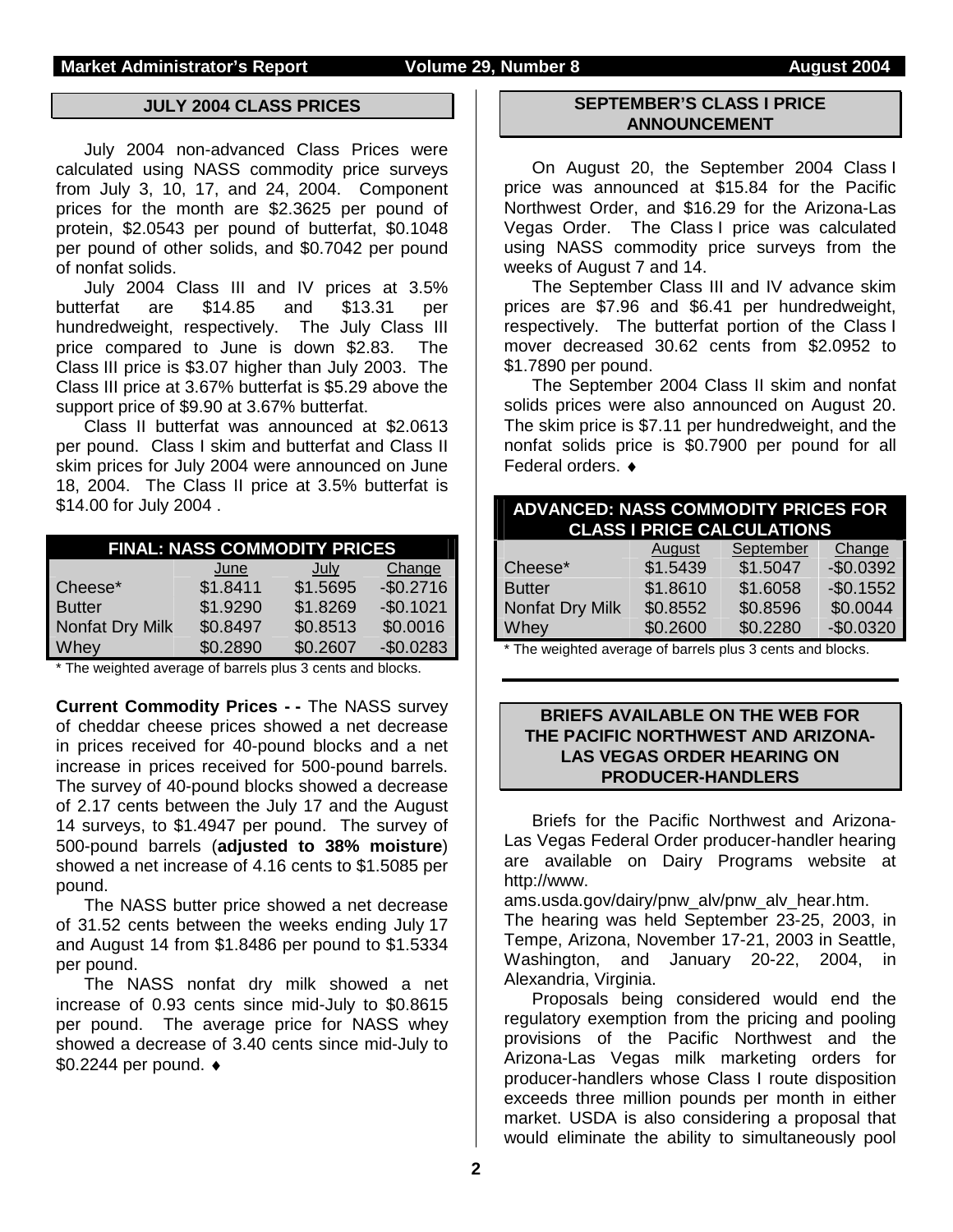## JULY 2004 CLASS PRICES

July 2004 non-advanced Class Prices were calculated using NASS commodity price surveys from July 3, 10, 17, and 24, 2004. Component prices for the month are $2.3625 per pound of protein, $2.0543 per pound of butterfat, $0.1048 per pound of other solids, and $0.7042 per pound of nonfat solids.

July 2004 Class III and IV prices at 3.5% butterfat are $14.85 and $13.31 per hundredweight, respectively. The July Class III price compared to June is down $2.83. The Class III price is $3.07 higher than July 2003. The Class III price at 3.67% butterfat is $5.29 above the support price of $9.90 at 3.67% butterfat.

Class II butterfat was announced at $2.0613 per pound. Class I skim and butterfat and Class II skim prices for July 2004 were announced on June 18, 2004. The Class II price at 3.5% butterfat is $14.00 for July 2004 .

| FINAL: NASS COMMODITY PRICES | | | |
|---|---|---|---|
| | June | July | Change |
| Cheese* | $1.8411 | $1.5695 | -$0.2716 |
| Butter | $1.9290 | $1.8269 | -$0.1021 |
| Nonfat Dry Milk | $0.8497 | $0.8513 | $0.0016 |
| Whey | $0.2890 | $0.2607 | -$0.0283 |

* The weighted average of barrels plus 3 cents and blocks.

**Current Commodity Prices - -** The NASS survey of cheddar cheese prices showed a net decrease in prices received for 40-pound blocks and a net increase in prices received for 500-pound barrels. The survey of 40-pound blocks showed a decrease of 2.17 cents between the July 17 and the August 14 surveys, to $1.4947 per pound. The survey of 500-pound barrels (**adjusted to 38% moisture**) showed a net increase of 4.16 cents to $1.5085 per pound.

The NASS butter price showed a net decrease of 31.52 cents between the weeks ending July 17 and August 14 from $1.8486 per pound to $1.5334 per pound.

The NASS nonfat dry milk showed a net increase of 0.93 cents since mid-July to $0.8615 per pound. The average price for NASS whey showed a decrease of 3.40 cents since mid-July to $0.2244 per pound. ♦

## SEPTEMBER'S CLASS I PRICE ANNOUNCEMENT

On August 20, the September 2004 Class I price was announced at $15.84 for the Pacific Northwest Order, and $16.29 for the Arizona-Las Vegas Order. The Class I price was calculated using NASS commodity price surveys from the weeks of August 7 and 14.

The September Class III and IV advance skim prices are $7.96 and $6.41 per hundredweight, respectively. The butterfat portion of the Class I mover decreased 30.62 cents from $2.0952 to $1.7890 per pound.

The September 2004 Class II skim and nonfat solids prices were also announced on August 20. The skim price is $7.11 per hundredweight, and the nonfat solids price is $0.7900 per pound for all Federal orders. ♦

| ADVANCED: NASS COMMODITY PRICES FOR CLASS I PRICE CALCULATIONS | | | |
|---|---|---|---|
| | August | September | Change |
| Cheese* | $1.5439 | $1.5047 | -$0.0392 |
| Butter | $1.8610 | $1.6058 | -$0.1552 |
| Nonfat Dry Milk | $0.8552 | $0.8596 | $0.0044 |
| Whey | $0.2600 | $0.2280 | -$0.0320 |

* The weighted average of barrels plus 3 cents and blocks.

## BRIEFS AVAILABLE ON THE WEB FOR THE PACIFIC NORTHWEST AND ARIZONA-LAS VEGAS ORDER HEARING ON PRODUCER-HANDLERS

Briefs for the Pacific Northwest and Arizona-Las Vegas Federal Order producer-handler hearing are available on Dairy Programs website at http://www.ams.usda.gov/dairy/pnw_alv/pnw_alv_hear.htm. The hearing was held September 23-25, 2003, in Tempe, Arizona, November 17-21, 2003 in Seattle, Washington, and January 20-22, 2004, in Alexandria, Virginia.

Proposals being considered would end the regulatory exemption from the pricing and pooling provisions of the Pacific Northwest and the Arizona-Las Vegas milk marketing orders for producer-handlers whose Class I route disposition exceeds three million pounds per month in either market. USDA is also considering a proposal that would eliminate the ability to simultaneously pool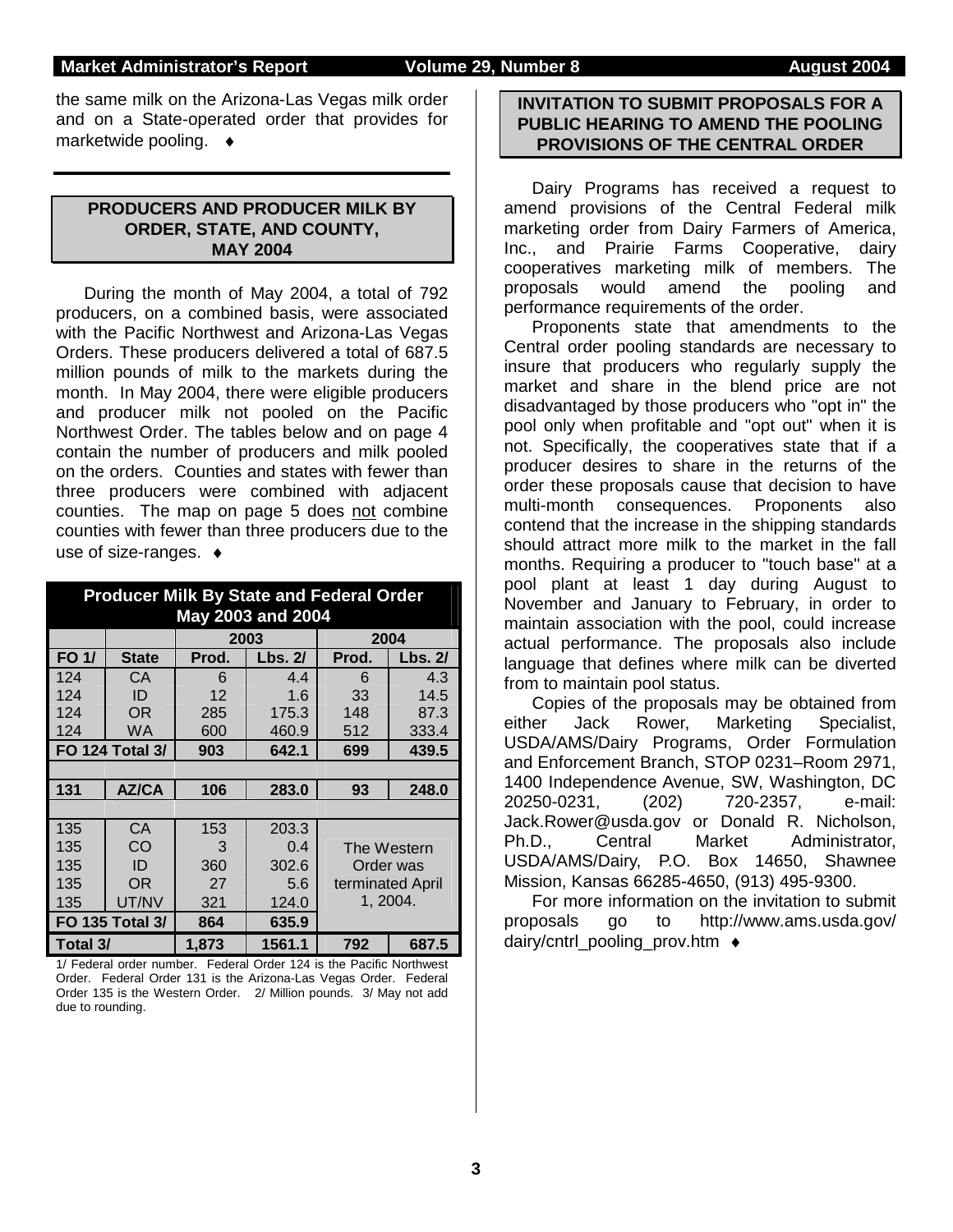the same milk on the Arizona-Las Vegas milk order and on a State-operated order that provides for marketwide pooling. ♦

## PRODUCERS AND PRODUCER MILK BY ORDER, STATE, AND COUNTY, MAY 2004

During the month of May 2004, a total of 792 producers, on a combined basis, were associated with the Pacific Northwest and Arizona-Las Vegas Orders. These producers delivered a total of 687.5 million pounds of milk to the markets during the month. In May 2004, there were eligible producers and producer milk not pooled on the Pacific Northwest Order. The tables below and on page 4 contain the number of producers and milk pooled on the orders. Counties and states with fewer than three producers were combined with adjacent counties. The map on page 5 does not combine counties with fewer than three producers due to the use of size-ranges. ♦

**Producer Milk By State and Federal Order May 2003 and 2004**

| | | 2003 | | 2004 | |
|---|---|---|---|---|---|
| FO 1/ | State | Prod. | Lbs. 2/ | Prod. | Lbs. 2/ |
| 124 | CA | 6 | 4.4 | 6 | 4.3 |
| 124 | ID | 12 | 1.6 | 33 | 14.5 |
| 124 | OR | 285 | 175.3 | 148 | 87.3 |
| 124 | WA | 600 | 460.9 | 512 | 333.4 |
| **FO 124 Total 3/** | | **903** | **642.1** | **699** | **439.5** |
| | | | | | |
| **131** | **AZ/CA** | **106** | **283.0** | **93** | **248.0** |
| | | | | | |
| 135 | CA | 153 | 203.3 | The Western Order was terminated April 1, 2004. | |
| 135 | CO | 3 | 0.4 | | |
| 135 | ID | 360 | 302.6 | | |
| 135 | OR | 27 | 5.6 | | |
| 135 | UT/NV | 321 | 124.0 | | |
| **FO 135 Total 3/** | | **864** | **635.9** | | |
| **Total 3/** | | **1,873** | **1561.1** | **792** | **687.5** |

1/ Federal order number. Federal Order 124 is the Pacific Northwest Order. Federal Order 131 is the Arizona-Las Vegas Order. Federal Order 135 is the Western Order. 2/ Million pounds. 3/ May not add due to rounding.

## INVITATION TO SUBMIT PROPOSALS FOR A PUBLIC HEARING TO AMEND THE POOLING PROVISIONS OF THE CENTRAL ORDER

Dairy Programs has received a request to amend provisions of the Central Federal milk marketing order from Dairy Farmers of America, Inc., and Prairie Farms Cooperative, dairy cooperatives marketing milk of members. The proposals would amend the pooling and performance requirements of the order.

Proponents state that amendments to the Central order pooling standards are necessary to insure that producers who regularly supply the market and share in the blend price are not disadvantaged by those producers who "opt in" the pool only when profitable and "opt out" when it is not. Specifically, the cooperatives state that if a producer desires to share in the returns of the order these proposals cause that decision to have multi-month consequences. Proponents also contend that the increase in the shipping standards should attract more milk to the market in the fall months. Requiring a producer to "touch base" at a pool plant at least 1 day during August to November and January to February, in order to maintain association with the pool, could increase actual performance. The proposals also include language that defines where milk can be diverted from to maintain pool status.

Copies of the proposals may be obtained from either Jack Rower, Marketing Specialist, USDA/AMS/Dairy Programs, Order Formulation and Enforcement Branch, STOP 0231–Room 2971, 1400 Independence Avenue, SW, Washington, DC 20250-0231, (202) 720-2357, e-mail: Jack.Rower@usda.gov or Donald R. Nicholson, Ph.D., Central Market Administrator, USDA/AMS/Dairy, P.O. Box 14650, Shawnee Mission, Kansas 66285-4650, (913) 495-9300.

For more information on the invitation to submit proposals go to http://www.ams.usda.gov/dairy/cntrl_pooling_prov.htm ♦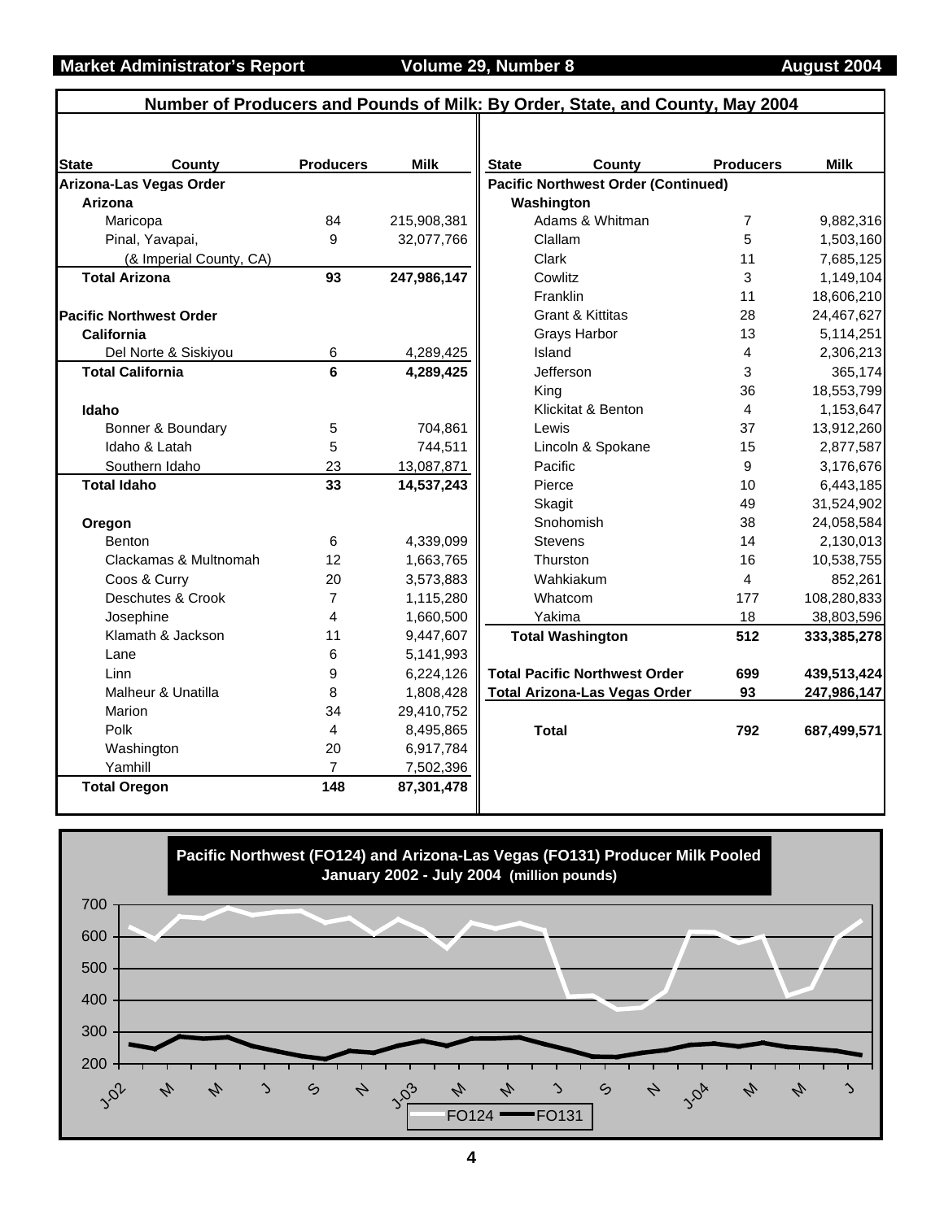## Number of Producers and Pounds of Milk: By Order, State, and County, May 2004

| State | County | Producers | Milk |
|---|---|---|---|
| **Arizona-Las Vegas Order** | | | |
| **Arizona** | | | |
| | Maricopa | 84 | 215,908,381 |
| | Pinal, Yavapai, (& Imperial County, CA) | 9 | 32,077,766 |
| **Total Arizona** | | **93** | **247,986,147** |
| **Pacific Northwest Order** | | | |
| **California** | | | |
| | Del Norte & Siskiyou | 6 | 4,289,425 |
| **Total California** | | **6** | **4,289,425** |
| **Idaho** | | | |
| | Bonner & Boundary | 5 | 704,861 |
| | Idaho & Latah | 5 | 744,511 |
| | Southern Idaho | 23 | 13,087,871 |
| **Total Idaho** | | **33** | **14,537,243** |
| **Oregon** | | | |
| | Benton | 6 | 4,339,099 |
| | Clackamas & Multnomah | 12 | 1,663,765 |
| | Coos & Curry | 20 | 3,573,883 |
| | Deschutes & Crook | 7 | 1,115,280 |
| | Josephine | 4 | 1,660,500 |
| | Klamath & Jackson | 11 | 9,447,607 |
| | Lane | 6 | 5,141,993 |
| | Linn | 9 | 6,224,126 |
| | Malheur & Unatilla | 8 | 1,808,428 |
| | Marion | 34 | 29,410,752 |
| | Polk | 4 | 8,495,865 |
| | Washington | 20 | 6,917,784 |
| | Yamhill | 7 | 7,502,396 |
| **Total Oregon** | | **148** | **87,301,478** |
| **Pacific Northwest Order (Continued)** | | | |
| **Washington** | | | |
| | Adams & Whitman | 7 | 9,882,316 |
| | Clallam | 5 | 1,503,160 |
| | Clark | 11 | 7,685,125 |
| | Cowlitz | 3 | 1,149,104 |
| | Franklin | 11 | 18,606,210 |
| | Grant & Kittitas | 28 | 24,467,627 |
| | Grays Harbor | 13 | 5,114,251 |
| | Island | 4 | 2,306,213 |
| | Jefferson | 3 | 365,174 |
| | King | 36 | 18,553,799 |
| | Klickitat & Benton | 4 | 1,153,647 |
| | Lewis | 37 | 13,912,260 |
| | Lincoln & Spokane | 15 | 2,877,587 |
| | Pacific | 9 | 3,176,676 |
| | Pierce | 10 | 6,443,185 |
| | Skagit | 49 | 31,524,902 |
| | Snohomish | 38 | 24,058,584 |
| | Stevens | 14 | 2,130,013 |
| | Thurston | 16 | 10,538,755 |
| | Wahkiakum | 4 | 852,261 |
| | Whatcom | 177 | 108,280,833 |
| | Yakima | 18 | 38,803,596 |
| **Total Washington** | | **512** | **333,385,278** |
| **Total Pacific Northwest Order** | | **699** | **439,513,424** |
| **Total Arizona-Las Vegas Order** | | **93** | **247,986,147** |
| **Total** | | **792** | **687,499,571** |

**Pacific Northwest (FO124) and Arizona-Las Vegas (FO131) Producer Milk Pooled**
**January 2002 - July 2004 (million pounds)**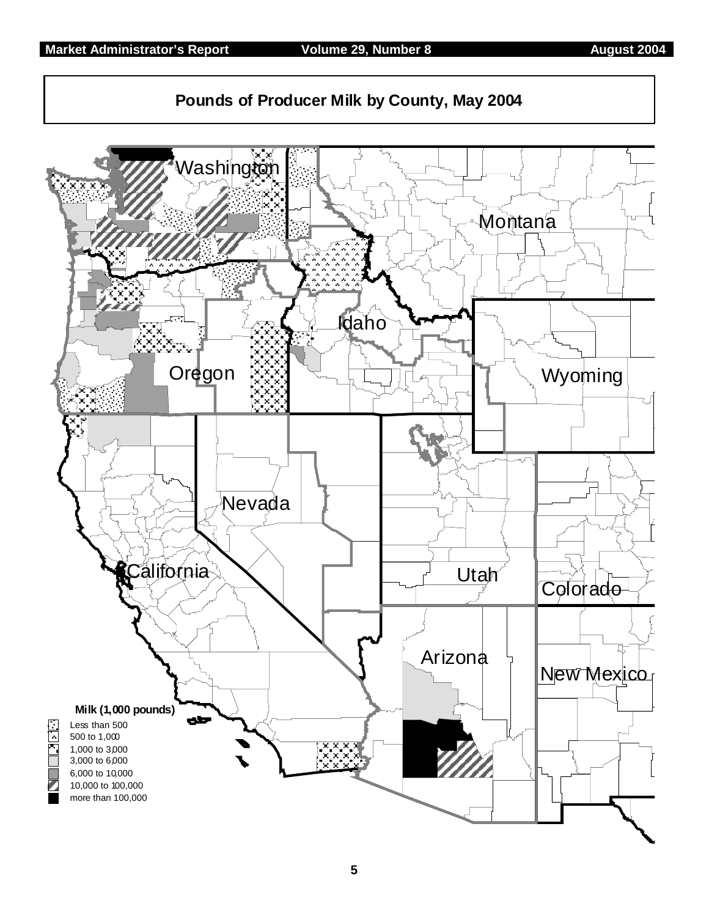## Pounds of Producer Milk by County, May 2004

Washington

Montana

Idaho

Oregon

Wyoming

Nevada

Utah

California

Colorado

Arizona

New Mexico

**Milk (1,000 pounds)**

- Less than 500
- 500 to 1,000
- 1,000 to 3,000
- 3,000 to 6,000
- 6,000 to 10,000
- 10,000 to 100,000
- more than 100,000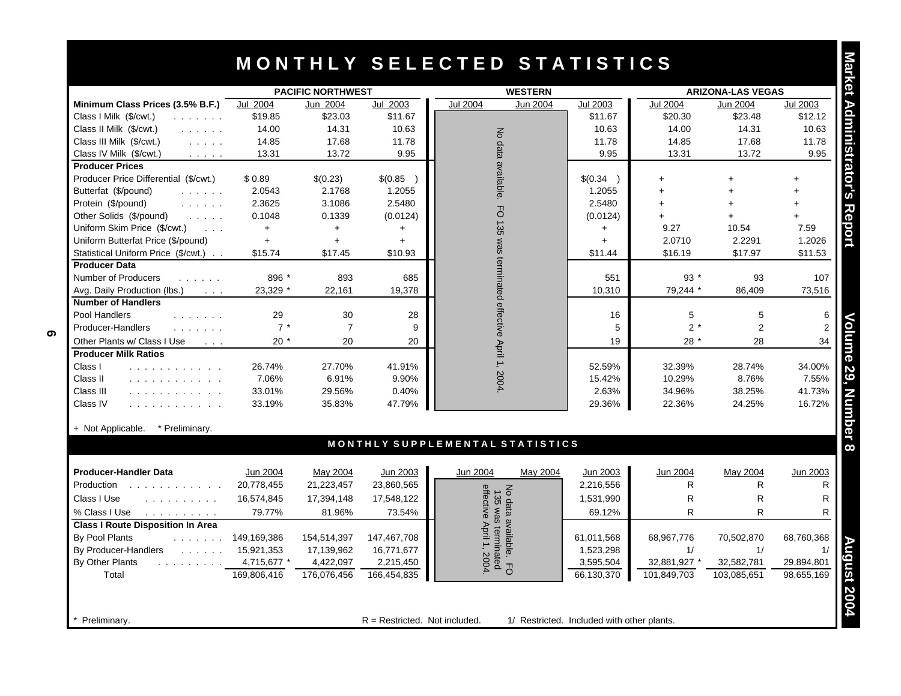# MONTHLY SELECTED STATISTICS

| Minimum Class Prices (3.5% B.F.) | PACIFIC NORTHWEST Jul 2004 | PACIFIC NORTHWEST Jun 2004 | PACIFIC NORTHWEST Jul 2003 | WESTERN Jul 2004 | WESTERN Jun 2004 | WESTERN Jul 2003 | ARIZONA-LAS VEGAS Jul 2004 | ARIZONA-LAS VEGAS Jun 2004 | ARIZONA-LAS VEGAS Jul 2003 |
|---|---|---|---|---|---|---|---|---|---|
| Class I Milk ($/cwt.) | $19.85 | $23.03 | $11.67 | No data available. FO 135 was terminated effective April 1, 2004. | | $11.67 | $20.30 | $23.48 | $12.12 |
| Class II Milk ($/cwt.) | 14.00 | 14.31 | 10.63 | | | 10.63 | 14.00 | 14.31 | 10.63 |
| Class III Milk ($/cwt.) | 14.85 | 17.68 | 11.78 | | | 11.78 | 14.85 | 17.68 | 11.78 |
| Class IV Milk ($/cwt.) | 13.31 | 13.72 | 9.95 | | | 9.95 | 13.31 | 13.72 | 9.95 |
| **Producer Prices** | | | | | | | | | |
| Producer Price Differential ($/cwt.) | $ 0.89 | $(0.23) | $(0.85 ) | | | $(0.34 ) | + | + | + |
| Butterfat ($/pound) | 2.0543 | 2.1768 | 1.2055 | | | 1.2055 | + | + | + |
| Protein ($/pound) | 2.3625 | 3.1086 | 2.5480 | | | 2.5480 | + | + | + |
| Other Solids ($/pound) | 0.1048 | 0.1339 | (0.0124) | | | (0.0124) | + | + | + |
| Uniform Skim Price ($/cwt.) | + | + | + | | | + | 9.27 | 10.54 | 7.59 |
| Uniform Butterfat Price ($/pound) | + | + | + | | | + | 2.0710 | 2.2291 | 1.2026 |
| Statistical Uniform Price ($/cwt.) | $15.74 | $17.45 | $10.93 | | | $11.44 | $16.19 | $17.97 | $11.53 |
| **Producer Data** | | | | | | | | | |
| Number of Producers | 896 * | 893 | 685 | | | 551 | 93 * | 93 | 107 |
| Avg. Daily Production (lbs.) | 23,329 * | 22,161 | 19,378 | | | 10,310 | 79,244 * | 86,409 | 73,516 |
| **Number of Handlers** | | | | | | | | | |
| Pool Handlers | 29 | 30 | 28 | | | 16 | 5 | 5 | 6 |
| Producer-Handlers | 7 * | 7 | 9 | | | 5 | 2 * | 2 | 2 |
| Other Plants w/ Class I Use | 20 * | 20 | 20 | | | 19 | 28 * | 28 | 34 |
| **Producer Milk Ratios** | | | | | | | | | |
| Class I | 26.74% | 27.70% | 41.91% | | | 52.59% | 32.39% | 28.74% | 34.00% |
| Class II | 7.06% | 6.91% | 9.90% | | | 15.42% | 10.29% | 8.76% | 7.55% |
| Class III | 33.01% | 29.56% | 0.40% | | | 2.63% | 34.96% | 38.25% | 41.73% |
| Class IV | 33.19% | 35.83% | 47.79% | | | 29.36% | 22.36% | 24.25% | 16.72% |

+ Not Applicable. * Preliminary.

## MONTHLY SUPPLEMENTAL STATISTICS

| Producer-Handler Data | PACIFIC NORTHWEST Jun 2004 | PACIFIC NORTHWEST May 2004 | PACIFIC NORTHWEST Jun 2003 | WESTERN Jun 2004 | WESTERN May 2004 | WESTERN Jun 2003 | ARIZONA-LAS VEGAS Jun 2004 | ARIZONA-LAS VEGAS May 2004 | ARIZONA-LAS VEGAS Jun 2003 |
|---|---|---|---|---|---|---|---|---|---|
| Production | 20,778,455 | 21,223,457 | 23,860,565 | No data available. FO 135 was terminated effective April 1, 2004. | | 2,216,556 | R | R | R |
| Class I Use | 16,574,845 | 17,394,148 | 17,548,122 | | | 1,531,990 | R | R | R |
| % Class I Use | 79.77% | 81.96% | 73.54% | | | 69.12% | R | R | R |
| **Class I Route Disposition In Area** | | | | | | | | | |
| By Pool Plants | 149,169,386 | 154,514,397 | 147,467,708 | | | 61,011,568 | 68,967,776 | 70,502,870 | 68,760,368 |
| By Producer-Handlers | 15,921,353 | 17,139,962 | 16,771,677 | | | 1,523,298 | 1/ | 1/ | 1/ |
| By Other Plants | 4,715,677 * | 4,422,097 | 2,215,450 | | | 3,595,504 | 32,881,927 * | 32,582,781 | 29,894,801 |
| Total | 169,806,416 | 176,076,456 | 166,454,835 | | | 66,130,370 | 101,849,703 | 103,085,651 | 98,655,169 |

* Preliminary. R = Restricted. Not included. 1/ Restricted. Included with other plants.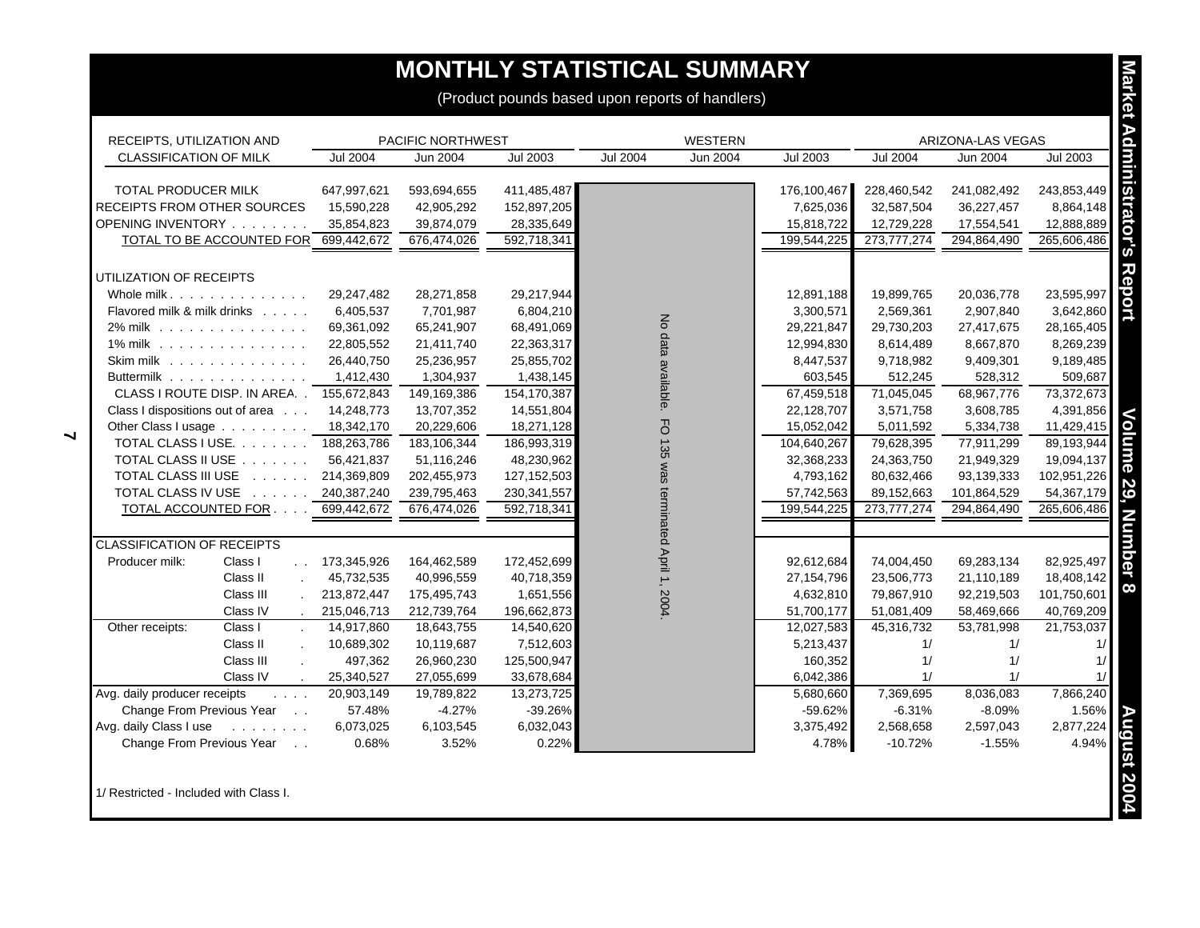# MONTHLY STATISTICAL SUMMARY

(Product pounds based upon reports of handlers)

| RECEIPTS, UTILIZATION AND CLASSIFICATION OF MILK | | PACIFIC NORTHWEST | | | WESTERN | | | ARIZONA-LAS VEGAS | | |
|---|---|---|---|---|---|---|---|---|---|---|
| | | Jul 2004 | Jun 2004 | Jul 2003 | Jul 2004 | Jun 2004 | Jul 2003 | Jul 2004 | Jun 2004 | Jul 2003 |
| TOTAL PRODUCER MILK | | 647,997,621 | 593,694,655 | 411,485,487 | No data available. FO 135 was terminated April 1, 2004. | | 176,100,467 | 228,460,542 | 241,082,492 | 243,853,449 |
| RECEIPTS FROM OTHER SOURCES | | 15,590,228 | 42,905,292 | 152,897,205 | | | 7,625,036 | 32,587,504 | 36,227,457 | 8,864,148 |
| OPENING INVENTORY | | 35,854,823 | 39,874,079 | 28,335,649 | | | 15,818,722 | 12,729,228 | 17,554,541 | 12,888,889 |
| TOTAL TO BE ACCOUNTED FOR | | 699,442,672 | 676,474,026 | 592,718,341 | | | 199,544,225 | 273,777,274 | 294,864,490 | 265,606,486 |
| UTILIZATION OF RECEIPTS | | | | | | | | | | |
| Whole milk | | 29,247,482 | 28,271,858 | 29,217,944 | | | 12,891,188 | 19,899,765 | 20,036,778 | 23,595,997 |
| Flavored milk & milk drinks | | 6,405,537 | 7,701,987 | 6,804,210 | | | 3,300,571 | 2,569,361 | 2,907,840 | 3,642,860 |
| 2% milk | | 69,361,092 | 65,241,907 | 68,491,069 | | | 29,221,847 | 29,730,203 | 27,417,675 | 28,165,405 |
| 1% milk | | 22,805,552 | 21,411,740 | 22,363,317 | | | 12,994,830 | 8,614,489 | 8,667,870 | 8,269,239 |
| Skim milk | | 26,440,750 | 25,236,957 | 25,855,702 | | | 8,447,537 | 9,718,982 | 9,409,301 | 9,189,485 |
| Buttermilk | | 1,412,430 | 1,304,937 | 1,438,145 | | | 603,545 | 512,245 | 528,312 | 509,687 |
| CLASS I ROUTE DISP. IN AREA | | 155,672,843 | 149,169,386 | 154,170,387 | | | 67,459,518 | 71,045,045 | 68,967,776 | 73,372,673 |
| Class I dispositions out of area | | 14,248,773 | 13,707,352 | 14,551,804 | | | 22,128,707 | 3,571,758 | 3,608,785 | 4,391,856 |
| Other Class I usage | | 18,342,170 | 20,229,606 | 18,271,128 | | | 15,052,042 | 5,011,592 | 5,334,738 | 11,429,415 |
| TOTAL CLASS I USE | | 188,263,786 | 183,106,344 | 186,993,319 | | | 104,640,267 | 79,628,395 | 77,911,299 | 89,193,944 |
| TOTAL CLASS II USE | | 56,421,837 | 51,116,246 | 48,230,962 | | | 32,368,233 | 24,363,750 | 21,949,329 | 19,094,137 |
| TOTAL CLASS III USE | | 214,369,809 | 202,455,973 | 127,152,503 | | | 4,793,162 | 80,632,466 | 93,139,333 | 102,951,226 |
| TOTAL CLASS IV USE | | 240,387,240 | 239,795,463 | 230,341,557 | | | 57,742,563 | 89,152,663 | 101,864,529 | 54,367,179 |
| TOTAL ACCOUNTED FOR | | 699,442,672 | 676,474,026 | 592,718,341 | | | 199,544,225 | 273,777,274 | 294,864,490 | 265,606,486 |
| CLASSIFICATION OF RECEIPTS | | | | | | | | | | |
| Producer milk: | Class I | 173,345,926 | 164,462,589 | 172,452,699 | | | 92,612,684 | 74,004,450 | 69,283,134 | 82,925,497 |
| | Class II | 45,732,535 | 40,996,559 | 40,718,359 | | | 27,154,796 | 23,506,773 | 21,110,189 | 18,408,142 |
| | Class III | 213,872,447 | 175,495,743 | 1,651,556 | | | 4,632,810 | 79,867,910 | 92,219,503 | 101,750,601 |
| | Class IV | 215,046,713 | 212,739,764 | 196,662,873 | | | 51,700,177 | 51,081,409 | 58,469,666 | 40,769,209 |
| Other receipts: | Class I | 14,917,860 | 18,643,755 | 14,540,620 | | | 12,027,583 | 45,316,732 | 53,781,998 | 21,753,037 |
| | Class II | 10,689,302 | 10,119,687 | 7,512,603 | | | 5,213,437 | 1/ | 1/ | 1/ |
| | Class III | 497,362 | 26,960,230 | 125,500,947 | | | 160,352 | 1/ | 1/ | 1/ |
| | Class IV | 25,340,527 | 27,055,699 | 33,678,684 | | | 6,042,386 | 1/ | 1/ | 1/ |
| Avg. daily producer receipts | | 20,903,149 | 19,789,822 | 13,273,725 | | | 5,680,660 | 7,369,695 | 8,036,083 | 7,866,240 |
| Change From Previous Year | | 57.48% | -4.27% | -39.26% | | | -59.62% | -6.31% | -8.09% | 1.56% |
| Avg. daily Class I use | | 6,073,025 | 6,103,545 | 6,032,043 | | | 3,375,492 | 2,568,658 | 2,597,043 | 2,877,224 |
| Change From Previous Year | | 0.68% | 3.52% | 0.22% | | | 4.78% | -10.72% | -1.55% | 4.94% |

1/ Restricted - Included with Class I.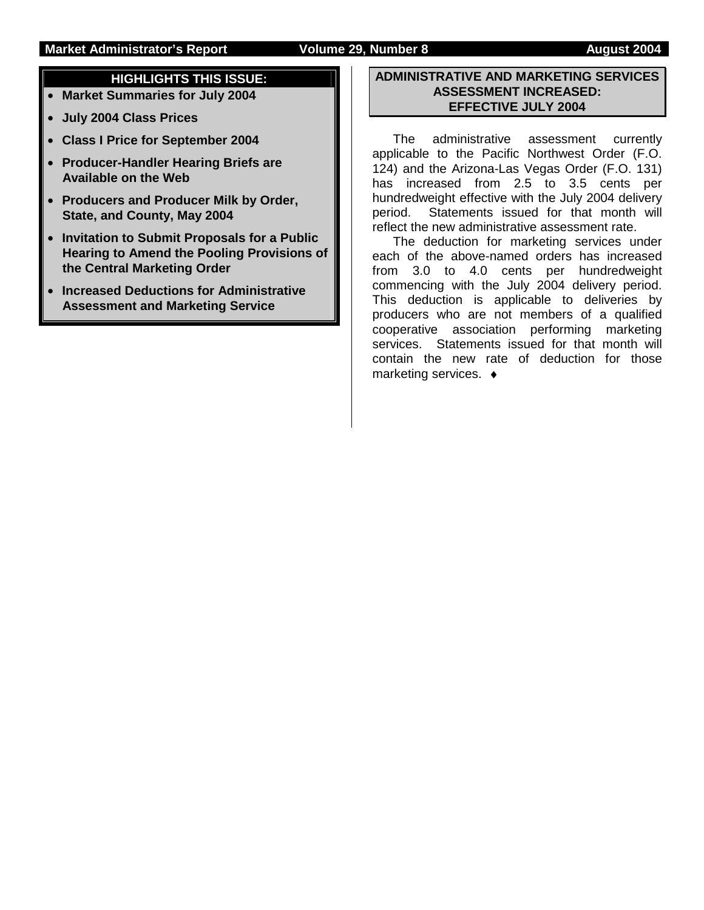## HIGHLIGHTS THIS ISSUE:

- **Market Summaries for July 2004**
- **July 2004 Class Prices**
- **Class I Price for September 2004**
- **Producer-Handler Hearing Briefs are Available on the Web**
- **Producers and Producer Milk by Order, State, and County, May 2004**
- **Invitation to Submit Proposals for a Public Hearing to Amend the Pooling Provisions of the Central Marketing Order**
- **Increased Deductions for Administrative Assessment and Marketing Service**

## ADMINISTRATIVE AND MARKETING SERVICES ASSESSMENT INCREASED: EFFECTIVE JULY 2004

The administrative assessment currently applicable to the Pacific Northwest Order (F.O. 124) and the Arizona-Las Vegas Order (F.O. 131) has increased from 2.5 to 3.5 cents per hundredweight effective with the July 2004 delivery period. Statements issued for that month will reflect the new administrative assessment rate.

The deduction for marketing services under each of the above-named orders has increased from 3.0 to 4.0 cents per hundredweight commencing with the July 2004 delivery period. This deduction is applicable to deliveries by producers who are not members of a qualified cooperative association performing marketing services. Statements issued for that month will contain the new rate of deduction for those marketing services. ♦